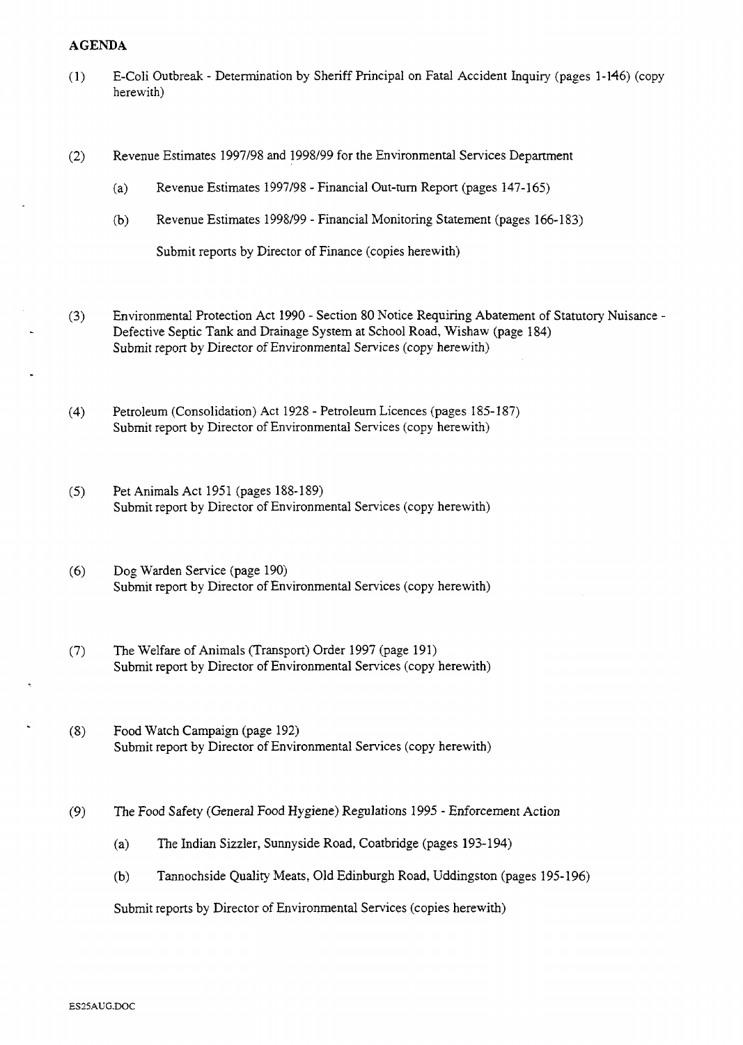**AGENDA**

(1) E-Coli Outbreak - Determination by Sheriff Principal on Fatal Accident Inquiry (pages 1-146) (copy herewith)

(2) Revenue Estimates 1997/98 and 1998/99 for the Environmental Services Department

   (a) Revenue Estimates 1997/98 - Financial Out-turn Report (pages 147-165)

   (b) Revenue Estimates 1998/99 - Financial Monitoring Statement (pages 166-183)

   Submit reports by Director of Finance (copies herewith)

(3) Environmental Protection Act 1990 - Section 80 Notice Requiring Abatement of Statutory Nuisance - Defective Septic Tank and Drainage System at School Road, Wishaw (page 184)
Submit report by Director of Environmental Services (copy herewith)

(4) Petroleum (Consolidation) Act 1928 - Petroleum Licences (pages 185-187)
Submit report by Director of Environmental Services (copy herewith)

(5) Pet Animals Act 1951 (pages 188-189)
Submit report by Director of Environmental Services (copy herewith)

(6) Dog Warden Service (page 190)
Submit report by Director of Environmental Services (copy herewith)

(7) The Welfare of Animals (Transport) Order 1997 (page 191)
Submit report by Director of Environmental Services (copy herewith)

(8) Food Watch Campaign (page 192)
Submit report by Director of Environmental Services (copy herewith)

(9) The Food Safety (General Food Hygiene) Regulations 1995 - Enforcement Action

   (a) The Indian Sizzler, Sunnyside Road, Coatbridge (pages 193-194)

   (b) Tannochside Quality Meats, Old Edinburgh Road, Uddingston (pages 195-196)

   Submit reports by Director of Environmental Services (copies herewith)

ES25AUG.DOC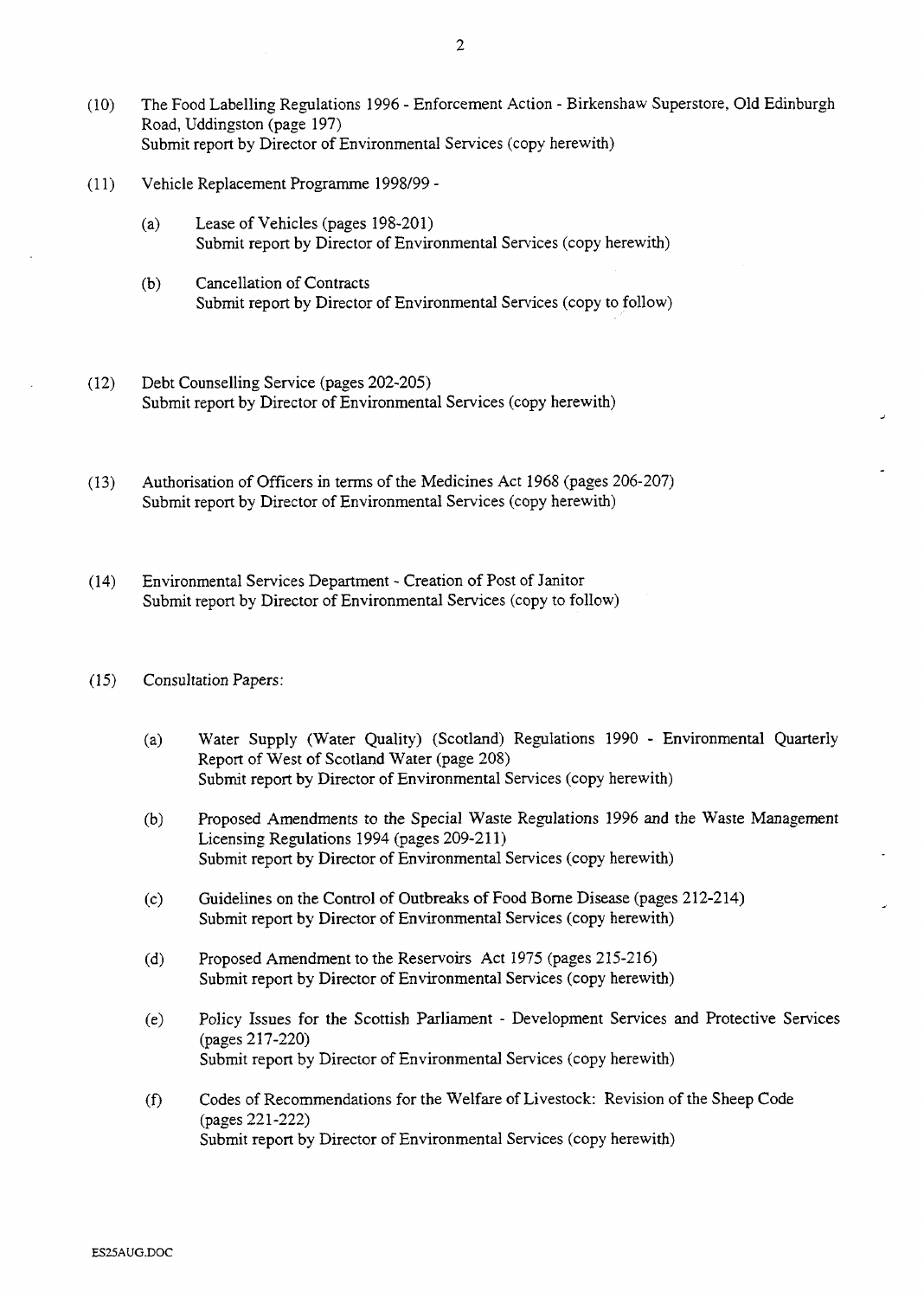(10) The Food Labelling Regulations 1996 - Enforcement Action - Birkenshaw Superstore, Old Edinburgh Road, Uddingston (page 197)
Submit report by Director of Environmental Services (copy herewith)

(11) Vehicle Replacement Programme 1998/99 -

(a) Lease of Vehicles (pages 198-201)
Submit report by Director of Environmental Services (copy herewith)

(b) Cancellation of Contracts
Submit report by Director of Environmental Services (copy to follow)

(12) Debt Counselling Service (pages 202-205)
Submit report by Director of Environmental Services (copy herewith)

(13) Authorisation of Officers in terms of the Medicines Act 1968 (pages 206-207)
Submit report by Director of Environmental Services (copy herewith)

(14) Environmental Services Department - Creation of Post of Janitor
Submit report by Director of Environmental Services (copy to follow)

(15) Consultation Papers:

(a) Water Supply (Water Quality) (Scotland) Regulations 1990 - Environmental Quarterly Report of West of Scotland Water (page 208)
Submit report by Director of Environmental Services (copy herewith)

(b) Proposed Amendments to the Special Waste Regulations 1996 and the Waste Management Licensing Regulations 1994 (pages 209-211)
Submit report by Director of Environmental Services (copy herewith)

(c) Guidelines on the Control of Outbreaks of Food Borne Disease (pages 212-214)
Submit report by Director of Environmental Services (copy herewith)

(d) Proposed Amendment to the Reservoirs Act 1975 (pages 215-216)
Submit report by Director of Environmental Services (copy herewith)

(e) Policy Issues for the Scottish Parliament - Development Services and Protective Services (pages 217-220)
Submit report by Director of Environmental Services (copy herewith)

(f) Codes of Recommendations for the Welfare of Livestock: Revision of the Sheep Code (pages 221-222)
Submit report by Director of Environmental Services (copy herewith)

ES25AUG.DOC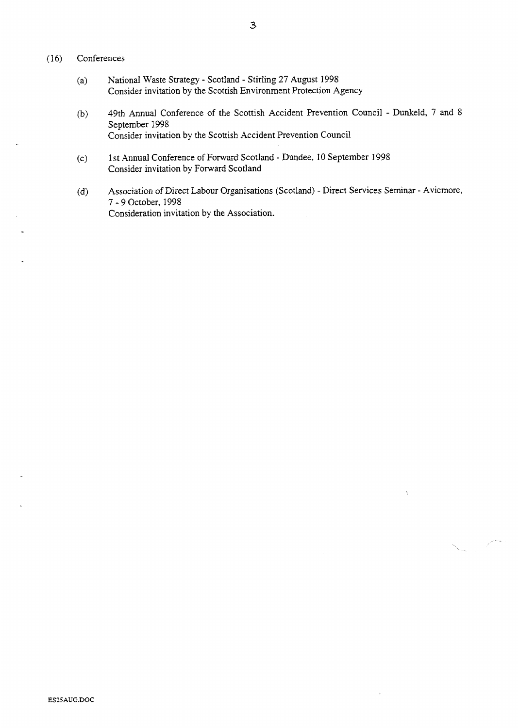(16) Conferences

(a) National Waste Strategy - Scotland - Stirling 27 August 1998
Consider invitation by the Scottish Environment Protection Agency

(b) 49th Annual Conference of the Scottish Accident Prevention Council - Dunkeld, 7 and 8 September 1998
Consider invitation by the Scottish Accident Prevention Council

(c) 1st Annual Conference of Forward Scotland - Dundee, 10 September 1998
Consider invitation by Forward Scotland

(d) Association of Direct Labour Organisations (Scotland) - Direct Services Seminar - Aviemore, 7 - 9 October, 1998
Consideration invitation by the Association.

ES25AUG.DOC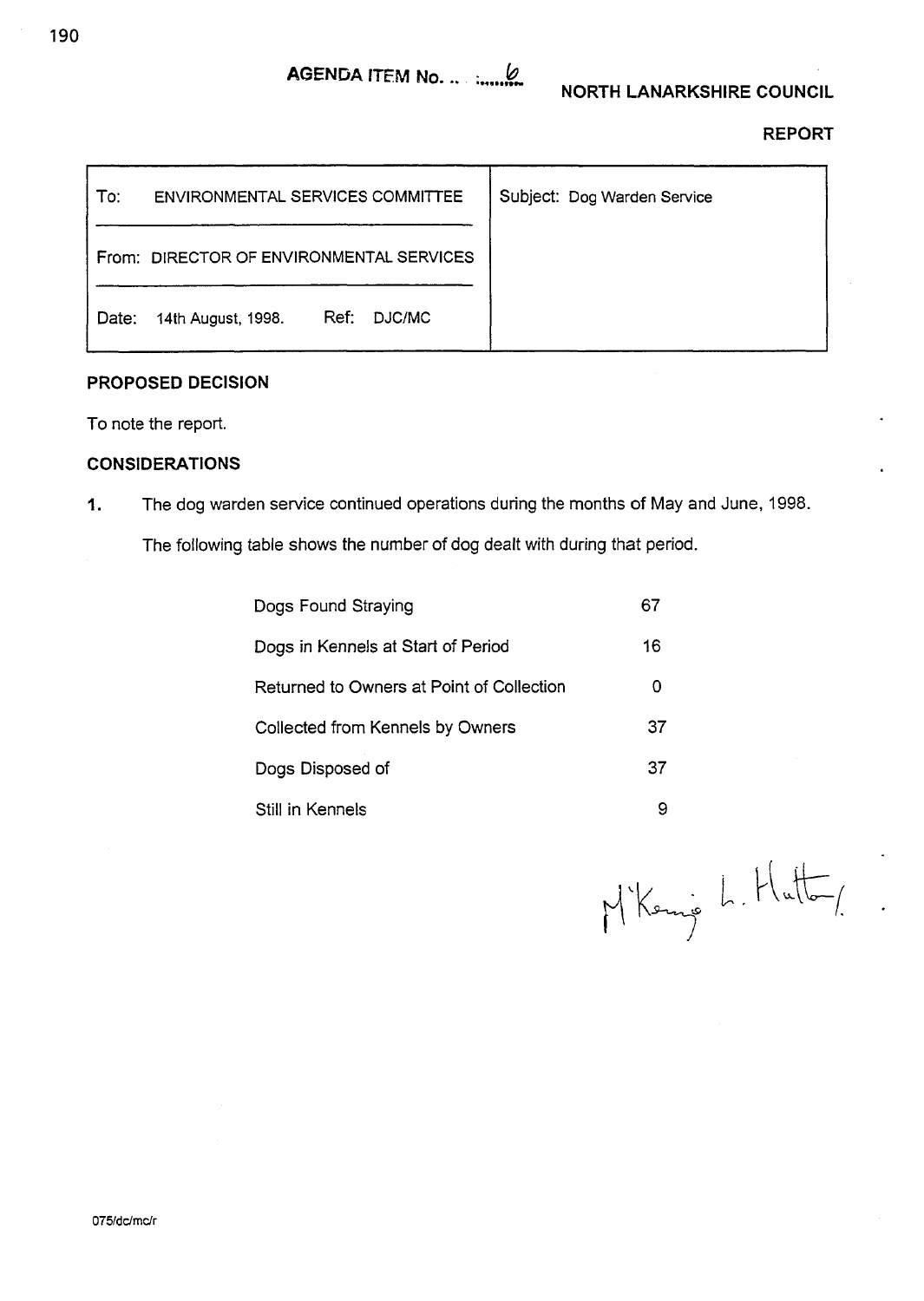AGENDA ITEM No. .. 6

**NORTH LANARKSHIRE COUNCIL**

**REPORT**

| | |
|---|---|
| To: ENVIRONMENTAL SERVICES COMMITTEE | Subject: Dog Warden Service |
| From: DIRECTOR OF ENVIRONMENTAL SERVICES | |
| Date: 14th August, 1998. Ref: DJC/MC | |

**PROPOSED DECISION**

To note the report.

**CONSIDERATIONS**

1. The dog warden service continued operations during the months of May and June, 1998.

   The following table shows the number of dog dealt with during that period.

| | |
|---|---|
| Dogs Found Straying | 67 |
| Dogs in Kennels at Start of Period | 16 |
| Returned to Owners at Point of Collection | 0 |
| Collected from Kennels by Owners | 37 |
| Dogs Disposed of | 37 |
| Still in Kennels | 9 |

M'Kenzie L. Hutton

075/dc/mc/r